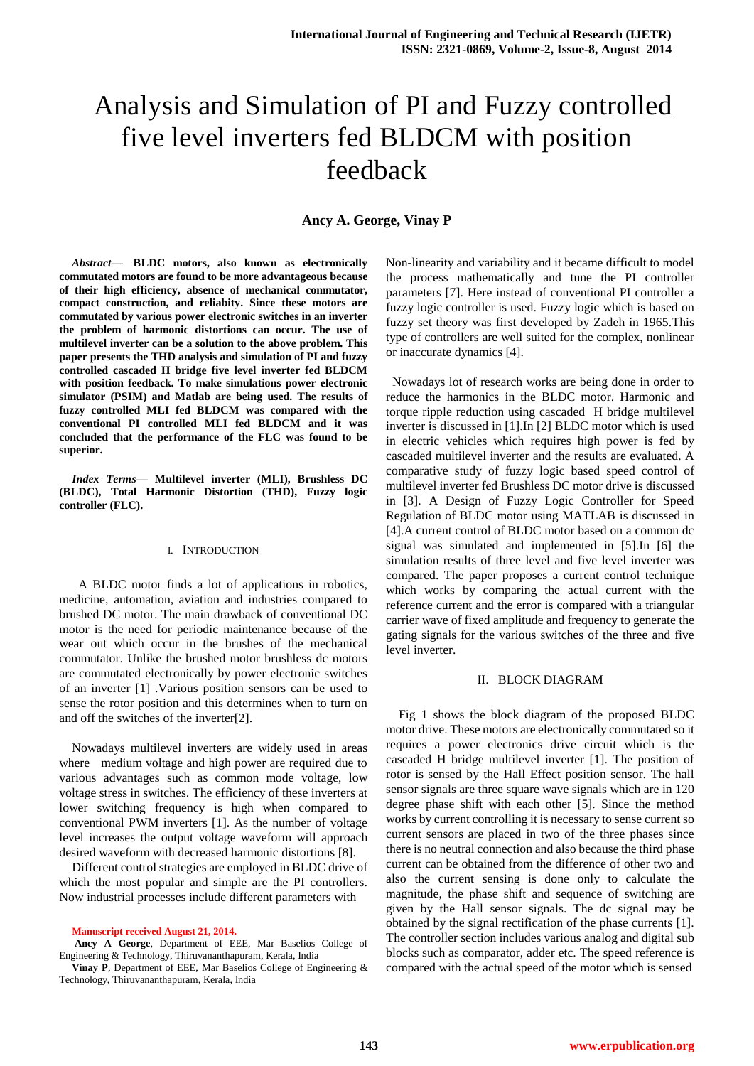# Analysis and Simulation of PI and Fuzzy controlled five level inverters fed BLDCM with position feedback

**Ancy A. George, Vinay P**

***Abstract*— BLDC motors, also known as electronically commutated motors are found to be more advantageous because of their high efficiency, absence of mechanical commutator, compact construction, and reliabity. Since these motors are commutated by various power electronic switches in an inverter the problem of harmonic distortions can occur. The use of multilevel inverter can be a solution to the above problem. This paper presents the THD analysis and simulation of PI and fuzzy controlled cascaded H bridge five level inverter fed BLDCM with position feedback. To make simulations power electronic simulator (PSIM) and Matlab are being used. The results of fuzzy controlled MLI fed BLDCM was compared with the conventional PI controlled MLI fed BLDCM and it was concluded that the performance of the FLC was found to be superior.**

***Index Terms*— Multilevel inverter (MLI), Brushless DC (BLDC), Total Harmonic Distortion (THD), Fuzzy logic controller (FLC).**

## I. Introduction

A BLDC motor finds a lot of applications in robotics, medicine, automation, aviation and industries compared to brushed DC motor. The main drawback of conventional DC motor is the need for periodic maintenance because of the wear out which occur in the brushes of the mechanical commutator. Unlike the brushed motor brushless dc motors are commutated electronically by power electronic switches of an inverter [1] .Various position sensors can be used to sense the rotor position and this determines when to turn on and off the switches of the inverter[2].

Nowadays multilevel inverters are widely used in areas where medium voltage and high power are required due to various advantages such as common mode voltage, low voltage stress in switches. The efficiency of these inverters at lower switching frequency is high when compared to conventional PWM inverters [1]. As the number of voltage level increases the output voltage waveform will approach desired waveform with decreased harmonic distortions [8].

Different control strategies are employed in BLDC drive of which the most popular and simple are the PI controllers. Now industrial processes include different parameters with Non-linearity and variability and it became difficult to model the process mathematically and tune the PI controller parameters [7]. Here instead of conventional PI controller a fuzzy logic controller is used. Fuzzy logic which is based on fuzzy set theory was first developed by Zadeh in 1965.This type of controllers are well suited for the complex, nonlinear or inaccurate dynamics [4].

Nowadays lot of research works are being done in order to reduce the harmonics in the BLDC motor. Harmonic and torque ripple reduction using cascaded H bridge multilevel inverter is discussed in [1].In [2] BLDC motor which is used in electric vehicles which requires high power is fed by cascaded multilevel inverter and the results are evaluated. A comparative study of fuzzy logic based speed control of multilevel inverter fed Brushless DC motor drive is discussed in [3]. A Design of Fuzzy Logic Controller for Speed Regulation of BLDC motor using MATLAB is discussed in [4].A current control of BLDC motor based on a common dc signal was simulated and implemented in [5].In [6] the simulation results of three level and five level inverter was compared. The paper proposes a current control technique which works by comparing the actual current with the reference current and the error is compared with a triangular carrier wave of fixed amplitude and frequency to generate the gating signals for the various switches of the three and five level inverter.

## II. Block Diagram

Fig 1 shows the block diagram of the proposed BLDC motor drive. These motors are electronically commutated so it requires a power electronics drive circuit which is the cascaded H bridge multilevel inverter [1]. The position of rotor is sensed by the Hall Effect position sensor. The hall sensor signals are three square wave signals which are in 120 degree phase shift with each other [5]. Since the method works by current controlling it is necessary to sense current so current sensors are placed in two of the three phases since there is no neutral connection and also because the third phase current can be obtained from the difference of other two and also the current sensing is done only to calculate the magnitude, the phase shift and sequence of switching are given by the Hall sensor signals. The dc signal may be obtained by the signal rectification of the phase currents [1]. The controller section includes various analog and digital sub blocks such as comparator, adder etc. The speed reference is compared with the actual speed of the motor which is sensed

**Manuscript received August 21, 2014.**

**Ancy A George**, Department of EEE, Mar Baselios College of Engineering & Technology, Thiruvananthapuram, Kerala, India

**Vinay P**, Department of EEE, Mar Baselios College of Engineering & Technology, Thiruvananthapuram, Kerala, India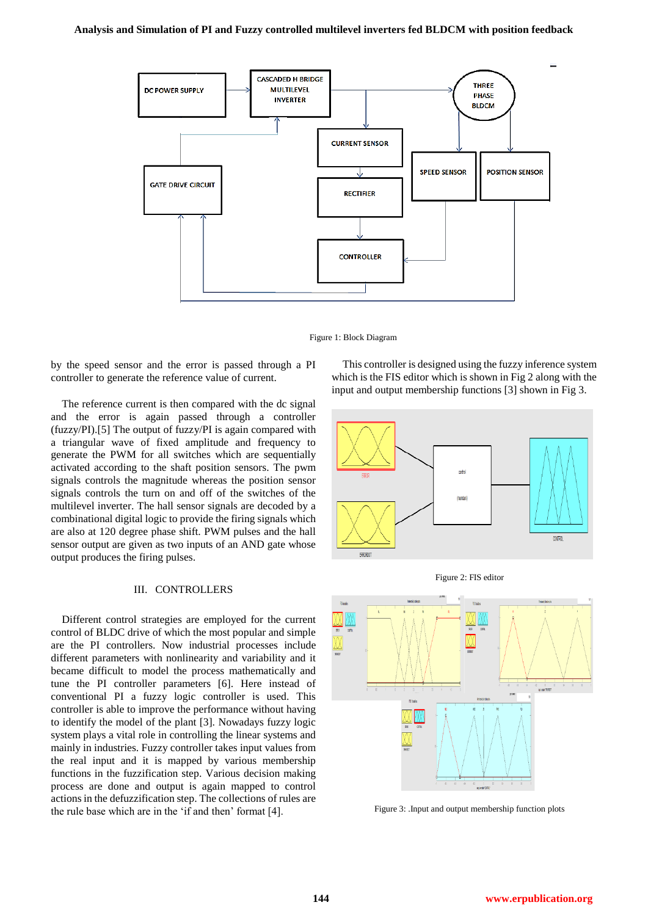Figure 1: Block Diagram

by the speed sensor and the error is passed through a PI controller to generate the reference value of current.

The reference current is then compared with the dc signal and the error is again passed through a controller (fuzzy/PI).[5] The output of fuzzy/PI is again compared with a triangular wave of fixed amplitude and frequency to generate the PWM for all switches which are sequentially activated according to the shaft position sensors. The pwm signals controls the magnitude whereas the position sensor signals controls the turn on and off of the switches of the multilevel inverter. The hall sensor signals are decoded by a combinational digital logic to provide the firing signals which are also at 120 degree phase shift. PWM pulses and the hall sensor output are given as two inputs of an AND gate whose output produces the firing pulses.

## III. CONTROLLERS

Different control strategies are employed for the current control of BLDC drive of which the most popular and simple are the PI controllers. Now industrial processes include different parameters with nonlinearity and variability and it became difficult to model the process mathematically and tune the PI controller parameters [6]. Here instead of conventional PI a fuzzy logic controller is used. This controller is able to improve the performance without having to identify the model of the plant [3]. Nowadays fuzzy logic system plays a vital role in controlling the linear systems and mainly in industries. Fuzzy controller takes input values from the real input and it is mapped by various membership functions in the fuzzification step. Various decision making process are done and output is again mapped to control actions in the defuzzification step. The collections of rules are the rule base which are in the 'if and then' format [4].

This controller is designed using the fuzzy inference system which is the FIS editor which is shown in Fig 2 along with the input and output membership functions [3] shown in Fig 3.

Figure 2: FIS editor

Figure 3: .Input and output membership function plots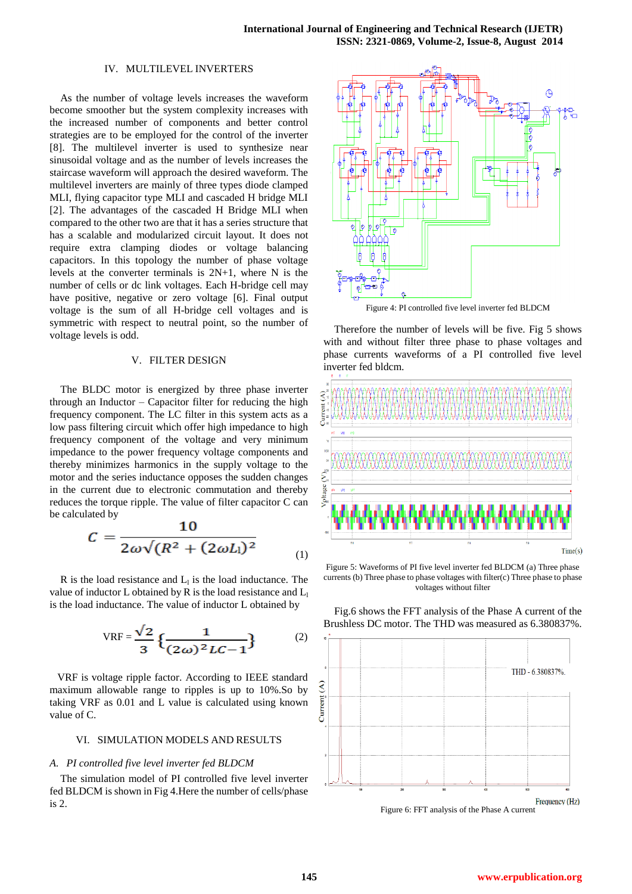## IV. MULTILEVEL INVERTERS

As the number of voltage levels increases the waveform become smoother but the system complexity increases with the increased number of components and better control strategies are to be employed for the control of the inverter [8]. The multilevel inverter is used to synthesize near sinusoidal voltage and as the number of levels increases the staircase waveform will approach the desired waveform. The multilevel inverters are mainly of three types diode clamped MLI, flying capacitor type MLI and cascaded H bridge MLI [2]. The advantages of the cascaded H Bridge MLI when compared to the other two are that it has a series structure that has a scalable and modularized circuit layout. It does not require extra clamping diodes or voltage balancing capacitors. In this topology the number of phase voltage levels at the converter terminals is 2N+1, where N is the number of cells or dc link voltages. Each H-bridge cell may have positive, negative or zero voltage [6]. Final output voltage is the sum of all H-bridge cell voltages and is symmetric with respect to neutral point, so the number of voltage levels is odd.

## V. FILTER DESIGN

The BLDC motor is energized by three phase inverter through an Inductor – Capacitor filter for reducing the high frequency component. The LC filter in this system acts as a low pass filtering circuit which offer high impedance to high frequency component of the voltage and very minimum impedance to the power frequency voltage components and thereby minimizes harmonics in the supply voltage to the motor and the series inductance opposes the sudden changes in the current due to electronic commutation and thereby reduces the torque ripple. The value of filter capacitor C can be calculated by

$$C = \frac{10}{2\omega\sqrt{(R^2 + (2\omega L_l)^2}} \tag{1}$$

R is the load resistance and $L_l$ is the load inductance. The value of inductor L obtained by R is the load resistance and $L_l$ is the load inductance. The value of inductor L obtained by

$$\text{VRF} = \frac{\sqrt{2}}{3}\left\{\frac{1}{(2\omega)^2 LC - 1}\right\} \tag{2}$$

VRF is voltage ripple factor. According to IEEE standard maximum allowable range to ripples is up to 10%.So by taking VRF as 0.01 and L value is calculated using known value of C.

## VI. SIMULATION MODELS AND RESULTS

### *A. PI controlled five level inverter fed BLDCM*

The simulation model of PI controlled five level inverter fed BLDCM is shown in Fig 4.Here the number of cells/phase is 2.

Figure 4: PI controlled five level inverter fed BLDCM

Therefore the number of levels will be five. Fig 5 shows with and without filter three phase to phase voltages and phase currents waveforms of a PI controlled five level inverter fed bldcm.

Figure 5: Waveforms of PI five level inverter fed BLDCM (a) Three phase currents (b) Three phase to phase voltages with filter(c) Three phase to phase voltages without filter

Fig.6 shows the FFT analysis of the Phase A current of the Brushless DC motor. The THD was measured as 6.380837%.

Figure 6: FFT analysis of the Phase A current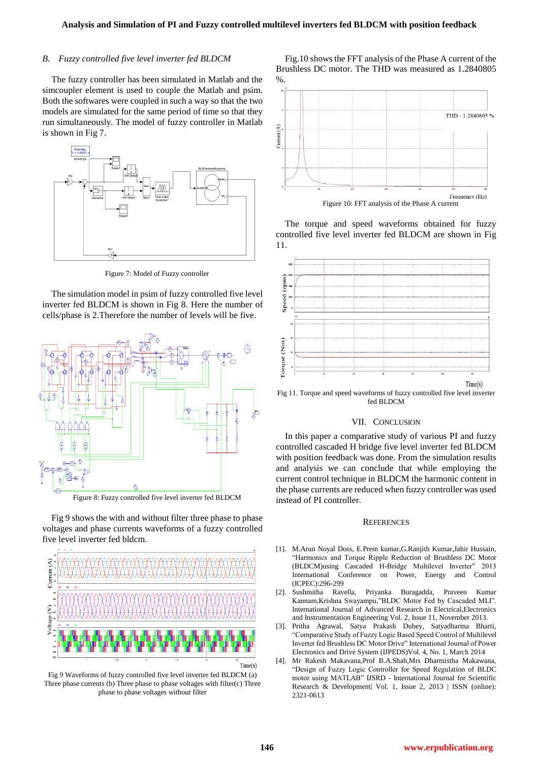### B. *Fuzzy controlled five level inverter fed BLDCM*

The fuzzy controller has been simulated in Matlab and the simcoupler element is used to couple the Matlab and psim. Both the softwares were coupled in such a way so that the two models are simulated for the same period of time so that they run simultaneously. The model of fuzzy controller in Matlab is shown in Fig 7.

Figure 7: Model of Fuzzy controller

The simulation model in psim of fuzzy controlled five level inverter fed BLDCM is shown in Fig 8. Here the number of cells/phase is 2.Therefore the number of levels will be five.

Figure 8: Fuzzy controlled five level inverter fed BLDCM

Fig 9 shows the with and without filter three phase to phase voltages and phase currents waveforms of a fuzzy controlled five level inverter fed bldcm.

Fig 9 Waveforms of fuzzy controlled five level inverter fed BLDCM (a) Three phase currents (b) Three phase to phase voltages with filter(c) Three phase to phase voltages without filter

Fig.10 shows the FFT analysis of the Phase A current of the Brushless DC motor. The THD was measured as 1.2840805 %.

Figure 10: FFT analysis of the Phase A current

The torque and speed waveforms obtained for fuzzy controlled five level inverter fed BLDCM are shown in Fig 11.

Fig 11. Torque and speed waveforms of fuzzy controlled five level inverter fed BLDCM

## VII. Conclusion

In this paper a comparative study of various PI and fuzzy controlled cascaded H bridge five level inverter fed BLDCM with position feedback was done. From the simulation results and analysis we can conclude that while employing the current control technique in BLDCM the harmonic content in the phase currents are reduced when fuzzy controller was used instead of PI controller.

## References

[1]. M.Arun Noyal Doss, E.Prem kumar,G.Ranjith Kumar,Jahir Hussain, "Harmonics and Torque Ripple Reduction of Brushless DC Motor (BLDCM)using Cascaded H-Bridge Multilevel Inverter" 2013 International Conference on Power, Energy and Control (ICPEC):296-299

[2]. Sushmitha Ravella, Priyanka Buragadda, Praveen Kumar Kannam,Krishna Swayampu,"BLDC Motor Fed by Cascaded MLI". International Journal of Advanced Research in Electrical,Electronics and Instrumentation Engineering Vol. 2, Issue 11, November 2013.

[3]. Pritha Agrawal, Satya Prakash Dubey, Satyadharma Bharti, "Comparative Study of Fuzzy Logic Based Speed Control of Multilevel Inverter fed Brushless DC Motor Drive" International Journal of Power Electronics and Drive System (IJPEDS)Vol. 4, No. 1, March 2014

[4]. Mr Rakesh Makavana,Prof B.A.Shah,Mrs Dharmistha Makwana, "Design of Fuzzy Logic Controller for Speed Regulation of BLDC motor using MATLAB" IJSRD - International Journal for Scientific Research & Development| Vol. 1, Issue 2, 2013 | ISSN (online): 2321-0613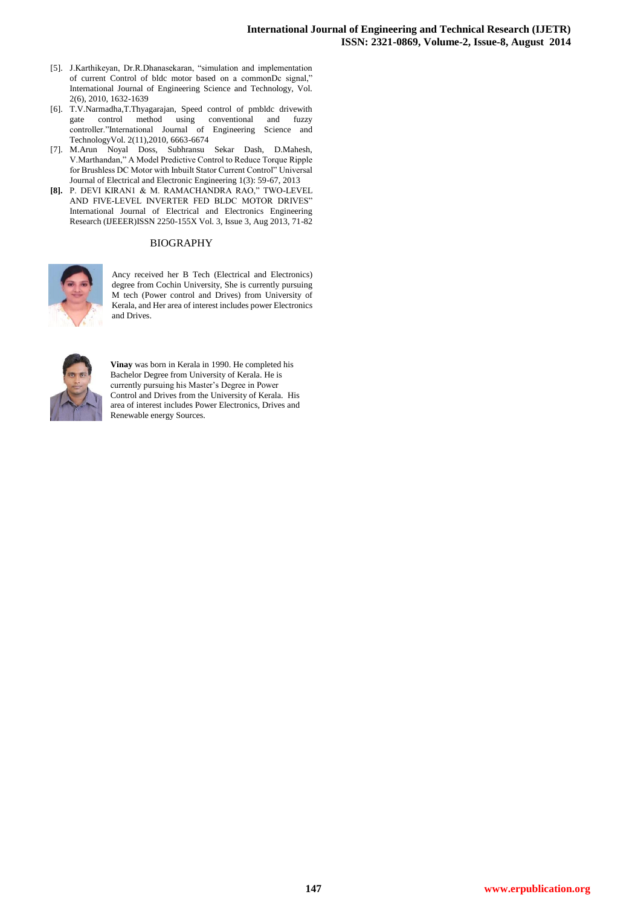[5]. J.Karthikeyan, Dr.R.Dhanasekaran, "simulation and implementation of current Control of bldc motor based on a commonDc signal," International Journal of Engineering Science and Technology, Vol. 2(6), 2010, 1632-1639

[6]. T.V.Narmadha,T.Thyagarajan, Speed control of pmbldc drivewith gate control method using conventional and fuzzy controller."International Journal of Engineering Science and TechnologyVol. 2(11),2010, 6663-6674

[7]. M.Arun Noyal Doss, Subhransu Sekar Dash, D.Mahesh, V.Marthandan," A Model Predictive Control to Reduce Torque Ripple for Brushless DC Motor with Inbuilt Stator Current Control" Universal Journal of Electrical and Electronic Engineering 1(3): 59-67, 2013

**[8].** P. DEVI KIRAN1 & M. RAMACHANDRA RAO," TWO-LEVEL AND FIVE-LEVEL INVERTER FED BLDC MOTOR DRIVES" International Journal of Electrical and Electronics Engineering Research (IJEEER)ISSN 2250-155X Vol. 3, Issue 3, Aug 2013, 71-82

## BIOGRAPHY

Ancy received her B Tech (Electrical and Electronics) degree from Cochin University, She is currently pursuing M tech (Power control and Drives) from University of Kerala, and Her area of interest includes power Electronics and Drives.

**Vinay** was born in Kerala in 1990. He completed his Bachelor Degree from University of Kerala. He is currently pursuing his Master's Degree in Power Control and Drives from the University of Kerala. His area of interest includes Power Electronics, Drives and Renewable energy Sources.